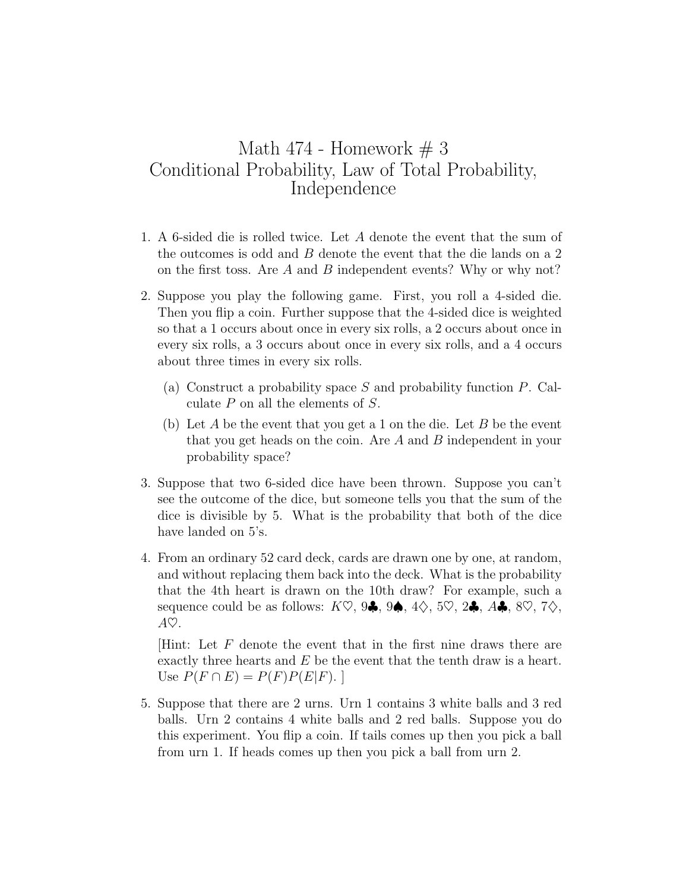# Math 474 - Homework # 3
## Conditional Probability, Law of Total Probability, Independence

1. A 6-sided die is rolled twice. Let $A$ denote the event that the sum of the outcomes is odd and $B$ denote the event that the die lands on a 2 on the first toss. Are $A$ and $B$ independent events? Why or why not?

2. Suppose you play the following game. First, you roll a 4-sided die. Then you flip a coin. Further suppose that the 4-sided dice is weighted so that a 1 occurs about once in every six rolls, a 2 occurs about once in every six rolls, a 3 occurs about once in every six rolls, and a 4 occurs about three times in every six rolls.

   (a) Construct a probability space $S$ and probability function $P$. Calculate $P$ on all the elements of $S$.

   (b) Let $A$ be the event that you get a 1 on the die. Let $B$ be the event that you get heads on the coin. Are $A$ and $B$ independent in your probability space?

3. Suppose that two 6-sided dice have been thrown. Suppose you can't see the outcome of the dice, but someone tells you that the sum of the dice is divisible by 5. What is the probability that both of the dice have landed on 5's.

4. From an ordinary 52 card deck, cards are drawn one by one, at random, and without replacing them back into the deck. What is the probability that the 4th heart is drawn on the 10th draw? For example, such a sequence could be as follows: $K\heartsuit$, $9\clubsuit$, $9\spadesuit$, $4\diamondsuit$, $5\heartsuit$, $2\clubsuit$, $A\clubsuit$, $8\heartsuit$, $7\diamondsuit$, $A\heartsuit$.

   [Hint: Let $F$ denote the event that in the first nine draws there are exactly three hearts and $E$ be the event that the tenth draw is a heart. Use $P(F \cap E) = P(F)P(E|F)$. ]

5. Suppose that there are 2 urns. Urn 1 contains 3 white balls and 3 red balls. Urn 2 contains 4 white balls and 2 red balls. Suppose you do this experiment. You flip a coin. If tails comes up then you pick a ball from urn 1. If heads comes up then you pick a ball from urn 2.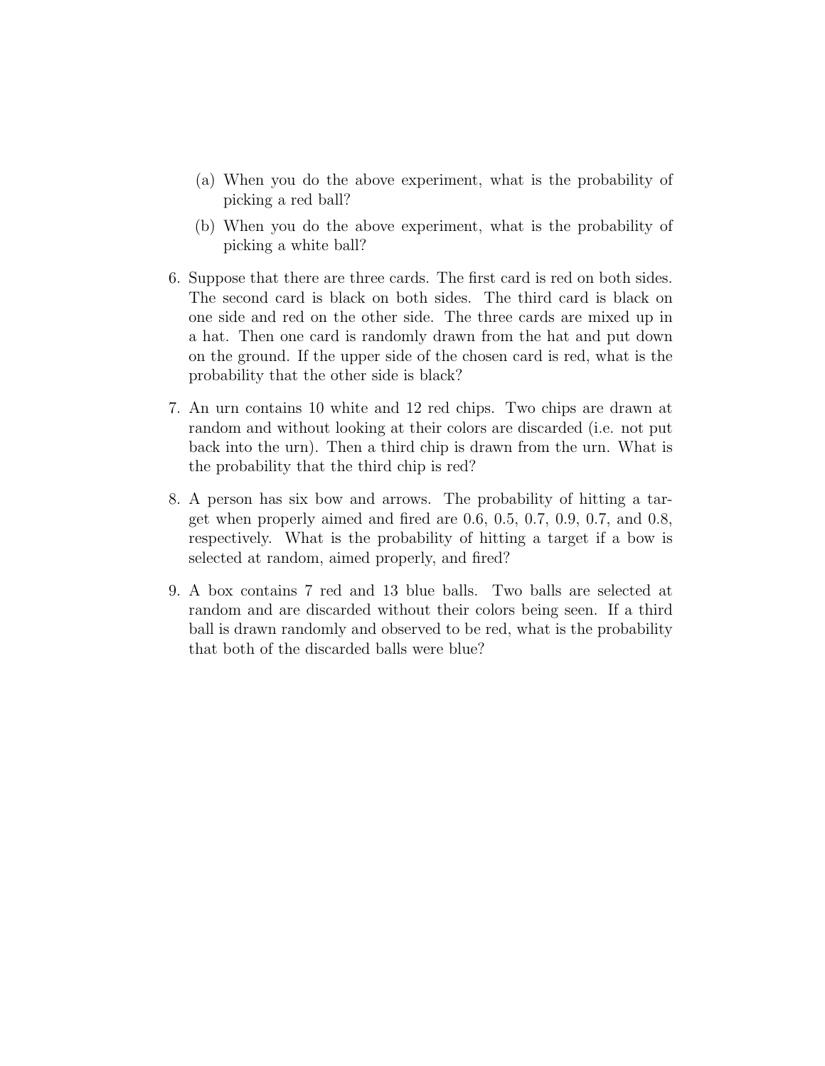(a) When you do the above experiment, what is the probability of picking a red ball?

(b) When you do the above experiment, what is the probability of picking a white ball?

6. Suppose that there are three cards. The first card is red on both sides. The second card is black on both sides. The third card is black on one side and red on the other side. The three cards are mixed up in a hat. Then one card is randomly drawn from the hat and put down on the ground. If the upper side of the chosen card is red, what is the probability that the other side is black?

7. An urn contains 10 white and 12 red chips. Two chips are drawn at random and without looking at their colors are discarded (i.e. not put back into the urn). Then a third chip is drawn from the urn. What is the probability that the third chip is red?

8. A person has six bow and arrows. The probability of hitting a target when properly aimed and fired are 0.6, 0.5, 0.7, 0.9, 0.7, and 0.8, respectively. What is the probability of hitting a target if a bow is selected at random, aimed properly, and fired?

9. A box contains 7 red and 13 blue balls. Two balls are selected at random and are discarded without their colors being seen. If a third ball is drawn randomly and observed to be red, what is the probability that both of the discarded balls were blue?